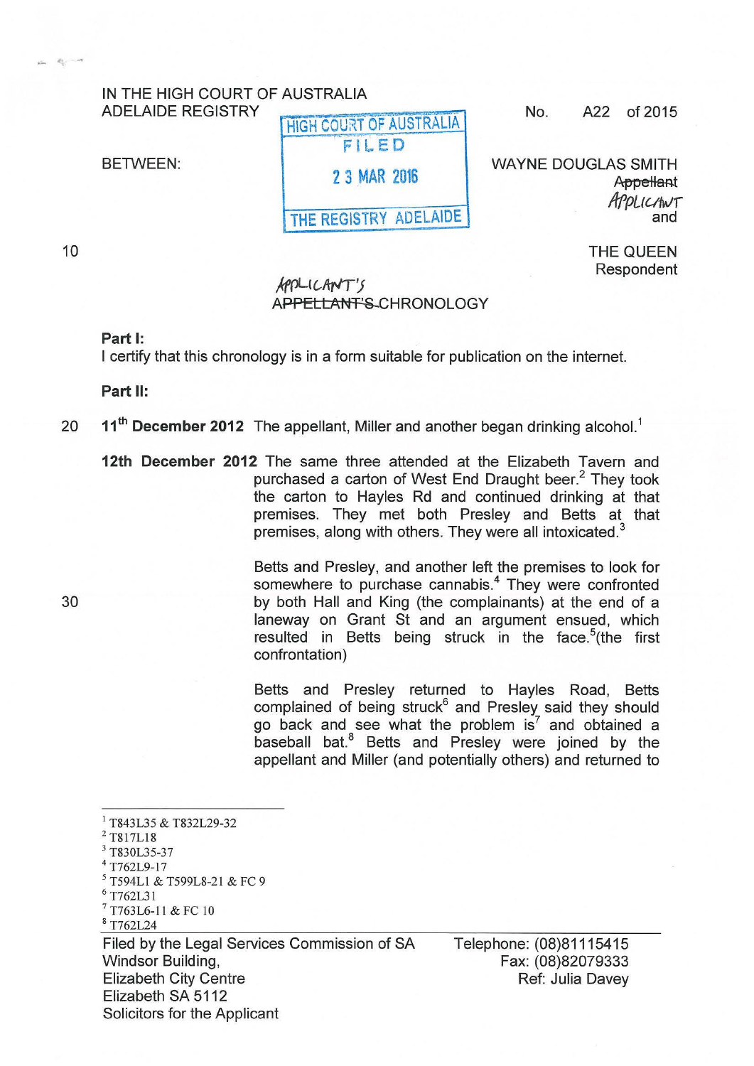IN THE HIGH COURT OF AUSTRALIA
ADELAIDE REGISTRY

No. A22 of 2015

HIGH COURT OF AUSTRALIA
FILED
23 MAR 2016
THE REGISTRY ADELAIDE

BETWEEN:

WAYNE DOUGLAS SMITH
~~Appellant~~ APPLICANT
and

THE QUEEN
Respondent

APPLICANT'S
~~APPELLANT'S~~ CHRONOLOGY

**Part I:**
I certify that this chronology is in a form suitable for publication on the internet.

**Part II:**

**11th December 2012** The appellant, Miller and another began drinking alcohol.[1]

**12th December 2012** The same three attended at the Elizabeth Tavern and purchased a carton of West End Draught beer.[2] They took the carton to Hayles Rd and continued drinking at that premises. They met both Presley and Betts at that premises, along with others. They were all intoxicated.[3]

Betts and Presley, and another left the premises to look for somewhere to purchase cannabis.[4] They were confronted by both Hall and King (the complainants) at the end of a laneway on Grant St and an argument ensued, which resulted in Betts being struck in the face.[5](the first confrontation)

Betts and Presley returned to Hayles Road, Betts complained of being struck[6] and Presley said they should go back and see what the problem is[7] and obtained a baseball bat.[8] Betts and Presley were joined by the appellant and Miller (and potentially others) and returned to

---

[1] T843L35 & T832L29-32
[2] T817L18
[3] T830L35-37
[4] T762L9-17
[5] T594L1 & T599L8-21 & FC 9
[6] T762L31
[7] T763L6-11 & FC 10
[8] T762L24

Filed by the Legal Services Commission of SA
Windsor Building,
Elizabeth City Centre
Elizabeth SA 5112
Solicitors for the Applicant

Telephone: (08)81115415
Fax: (08)82079333
Ref: Julia Davey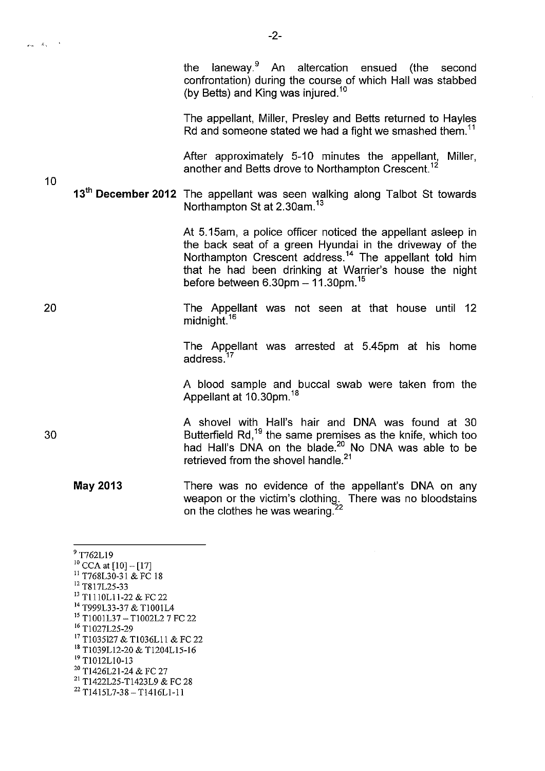the laneway.[9] An altercation ensued (the second confrontation) during the course of which Hall was stabbed (by Betts) and King was injured.[10]

The appellant, Miller, Presley and Betts returned to Hayles Rd and someone stated we had a fight we smashed them.[11]

After approximately 5-10 minutes the appellant, Miller, another and Betts drove to Northampton Crescent.[12]

**13th December 2012** The appellant was seen walking along Talbot St towards Northampton St at 2.30am.[13]

At 5.15am, a police officer noticed the appellant asleep in the back seat of a green Hyundai in the driveway of the Northampton Crescent address.[14] The appellant told him that he had been drinking at Warrier's house the night before between 6.30pm – 11.30pm.[15]

The Appellant was not seen at that house until 12 midnight.[16]

The Appellant was arrested at 5.45pm at his home address.[17]

A blood sample and buccal swab were taken from the Appellant at 10.30pm.[18]

A shovel with Hall's hair and DNA was found at 30 Butterfield Rd,[19] the same premises as the knife, which too had Hall's DNA on the blade.[20] No DNA was able to be retrieved from the shovel handle.[21]

**May 2013** There was no evidence of the appellant's DNA on any weapon or the victim's clothing. There was no bloodstains on the clothes he was wearing.[22]

---

[9] T762L19
[10] CCA at [10] – [17]
[11] T768L30-31 & FC 18
[12] T817L25-33
[13] T1110L11-22 & FC 22
[14] T999L33-37 & T1001L4
[15] T1001L37 – T1002L2 7 FC 22
[16] T1027L25-29
[17] T1035l27 & T1036L11 & FC 22
[18] T1039L12-20 & T1204L15-16
[19] T1012L10-13
[20] T1426L21-24 & FC 27
[21] T1422L25-T1423L9 & FC 28
[22] T1415L7-38 – T1416L1-11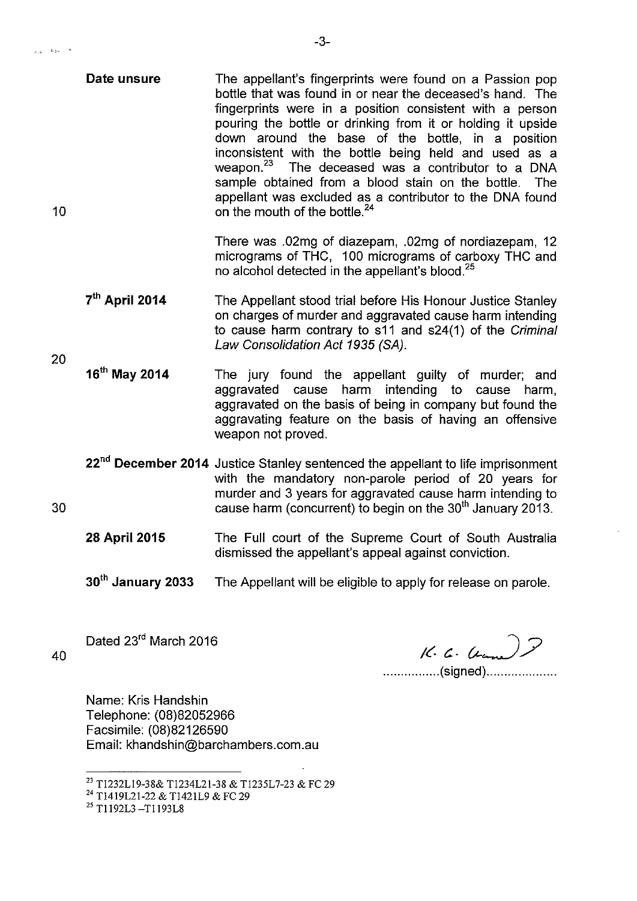| | |
|---|---|
| **Date unsure** | The appellant's fingerprints were found on a Passion pop bottle that was found in or near the deceased's hand. The fingerprints were in a position consistent with a person pouring the bottle or drinking from it or holding it upside down around the base of the bottle, in a position inconsistent with the bottle being held and used as a weapon.[23] The deceased was a contributor to a DNA sample obtained from a blood stain on the bottle. The appellant was excluded as a contributor to the DNA found on the mouth of the bottle.[24]<br><br>There was .02mg of diazepam, .02mg of nordiazepam, 12 micrograms of THC, 100 micrograms of carboxy THC and no alcohol detected in the appellant's blood.[25] |
| **7th April 2014** | The Appellant stood trial before His Honour Justice Stanley on charges of murder and aggravated cause harm intending to cause harm contrary to s11 and s24(1) of the *Criminal Law Consolidation Act 1935 (SA)*. |
| **16th May 2014** | The jury found the appellant guilty of murder; and aggravated cause harm intending to cause harm, aggravated on the basis of being in company but found the aggravating feature on the basis of having an offensive weapon not proved. |
| **22nd December 2014** | Justice Stanley sentenced the appellant to life imprisonment with the mandatory non-parole period of 20 years for murder and 3 years for aggravated cause harm intending to cause harm (concurrent) to begin on the 30th January 2013. |
| **28 April 2015** | The Full court of the Supreme Court of South Australia dismissed the appellant's appeal against conviction. |
| **30th January 2033** | The Appellant will be eligible to apply for release on parole. |

Dated 23rd March 2016

K. C. Hand
................(signed)....................

Name: Kris Handshin
Telephone: (08)82052966
Facsimile: (08)82126590
Email: khandshin@barchambers.com.au

---

[23] T1232L19-38& T1234L21-38 & T1235L7-23 & FC 29

[24] T1419L21-22 & T1421L9 & FC 29

[25] T1192L3 –T1193L8